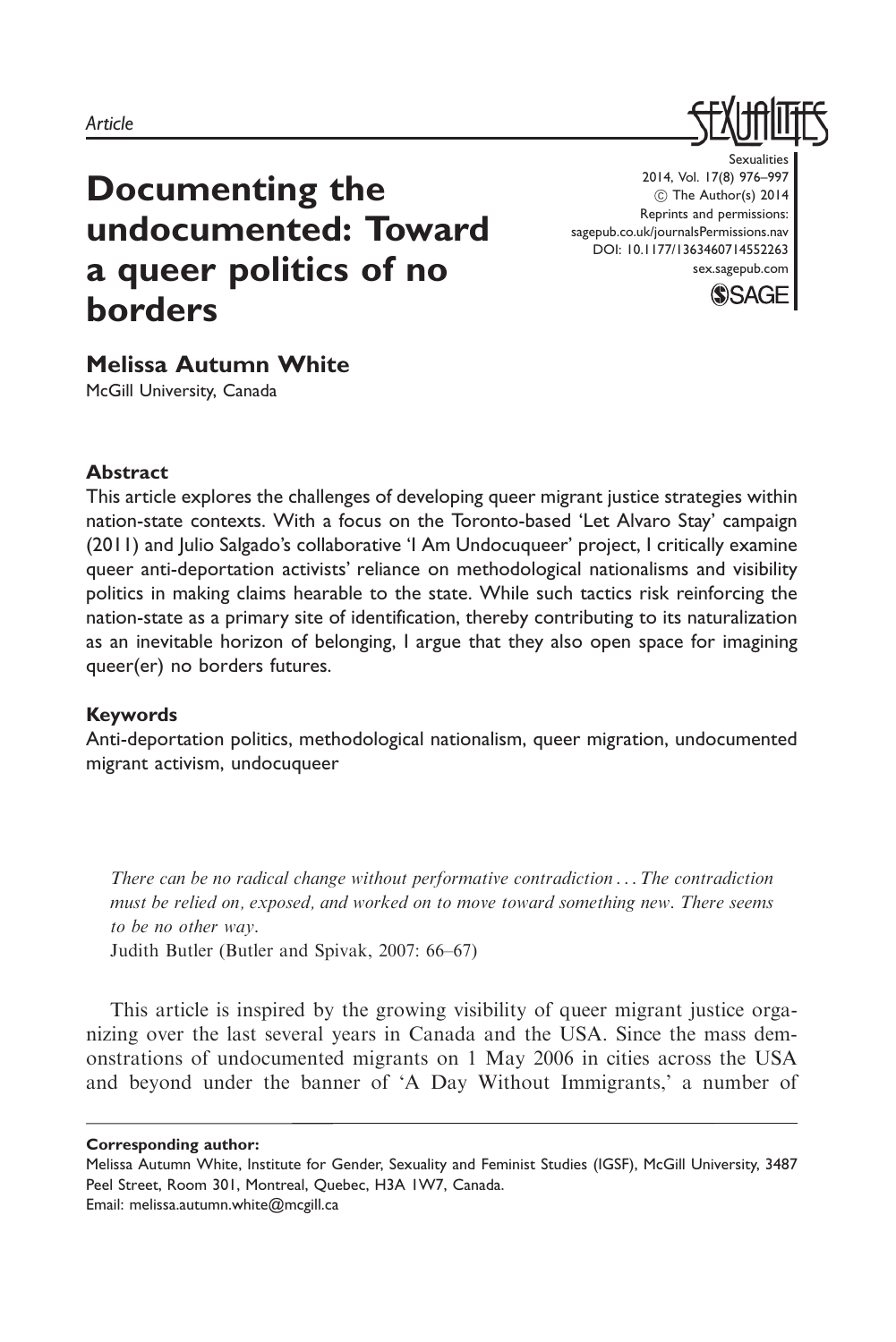*Article*

# Documenting the undocumented: Toward a queer politics of no borders

Sexualities
2014, Vol. 17(8) 976–997
© The Author(s) 2014
Reprints and permissions:
sagepub.co.uk/journalsPermissions.nav
DOI: 10.1177/1363460714552263
sex.sagepub.com

**Melissa Autumn White**
McGill University, Canada

### Abstract

This article explores the challenges of developing queer migrant justice strategies within nation-state contexts. With a focus on the Toronto-based 'Let Alvaro Stay' campaign (2011) and Julio Salgado's collaborative 'I Am Undocuqueer' project, I critically examine queer anti-deportation activists' reliance on methodological nationalisms and visibility politics in making claims hearable to the state. While such tactics risk reinforcing the nation-state as a primary site of identification, thereby contributing to its naturalization as an inevitable horizon of belonging, I argue that they also open space for imagining queer(er) no borders futures.

### Keywords

Anti-deportation politics, methodological nationalism, queer migration, undocumented migrant activism, undocuqueer

> *There can be no radical change without performative contradiction ... The contradiction must be relied on, exposed, and worked on to move toward something new. There seems to be no other way.*
> Judith Butler (Butler and Spivak, 2007: 66–67)

This article is inspired by the growing visibility of queer migrant justice organizing over the last several years in Canada and the USA. Since the mass demonstrations of undocumented migrants on 1 May 2006 in cities across the USA and beyond under the banner of 'A Day Without Immigrants,' a number of

**Corresponding author:**
Melissa Autumn White, Institute for Gender, Sexuality and Feminist Studies (IGSF), McGill University, 3487 Peel Street, Room 301, Montreal, Quebec, H3A 1W7, Canada.
Email: melissa.autumn.white@mcgill.ca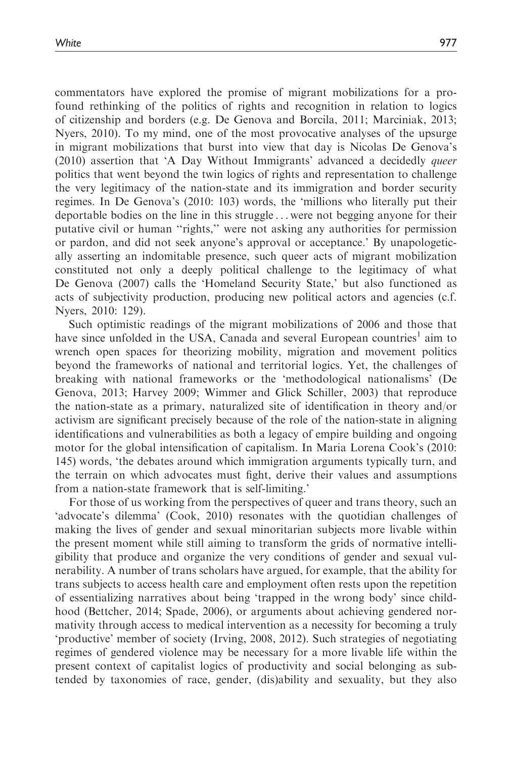commentators have explored the promise of migrant mobilizations for a profound rethinking of the politics of rights and recognition in relation to logics of citizenship and borders (e.g. De Genova and Borcila, 2011; Marciniak, 2013; Nyers, 2010). To my mind, one of the most provocative analyses of the upsurge in migrant mobilizations that burst into view that day is Nicolas De Genova's (2010) assertion that 'A Day Without Immigrants' advanced a decidedly *queer* politics that went beyond the twin logics of rights and representation to challenge the very legitimacy of the nation-state and its immigration and border security regimes. In De Genova's (2010: 103) words, the 'millions who literally put their deportable bodies on the line in this struggle ... were not begging anyone for their putative civil or human "rights," were not asking any authorities for permission or pardon, and did not seek anyone's approval or acceptance.' By unapologetically asserting an indomitable presence, such queer acts of migrant mobilization constituted not only a deeply political challenge to the legitimacy of what De Genova (2007) calls the 'Homeland Security State,' but also functioned as acts of subjectivity production, producing new political actors and agencies (c.f. Nyers, 2010: 129).

Such optimistic readings of the migrant mobilizations of 2006 and those that have since unfolded in the USA, Canada and several European countries[1] aim to wrench open spaces for theorizing mobility, migration and movement politics beyond the frameworks of national and territorial logics. Yet, the challenges of breaking with national frameworks or the 'methodological nationalisms' (De Genova, 2013; Harvey 2009; Wimmer and Glick Schiller, 2003) that reproduce the nation-state as a primary, naturalized site of identification in theory and/or activism are significant precisely because of the role of the nation-state in aligning identifications and vulnerabilities as both a legacy of empire building and ongoing motor for the global intensification of capitalism. In Maria Lorena Cook's (2010: 145) words, 'the debates around which immigration arguments typically turn, and the terrain on which advocates must fight, derive their values and assumptions from a nation-state framework that is self-limiting.'

For those of us working from the perspectives of queer and trans theory, such an 'advocate's dilemma' (Cook, 2010) resonates with the quotidian challenges of making the lives of gender and sexual minoritarian subjects more livable within the present moment while still aiming to transform the grids of normative intelligibility that produce and organize the very conditions of gender and sexual vulnerability. A number of trans scholars have argued, for example, that the ability for trans subjects to access health care and employment often rests upon the repetition of essentializing narratives about being 'trapped in the wrong body' since childhood (Bettcher, 2014; Spade, 2006), or arguments about achieving gendered normativity through access to medical intervention as a necessity for becoming a truly 'productive' member of society (Irving, 2008, 2012). Such strategies of negotiating regimes of gendered violence may be necessary for a more livable life within the present context of capitalist logics of productivity and social belonging as subtended by taxonomies of race, gender, (dis)ability and sexuality, but they also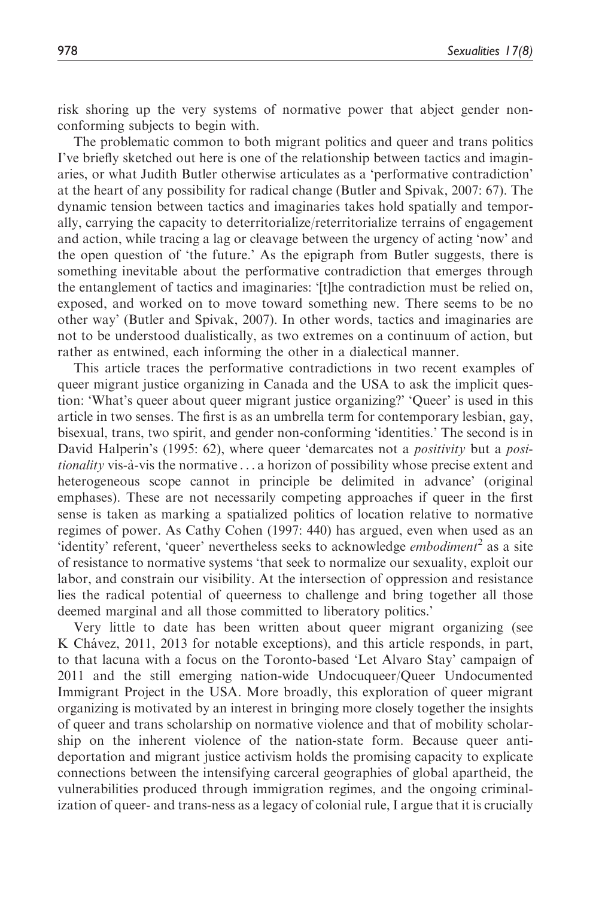risk shoring up the very systems of normative power that abject gender non-conforming subjects to begin with.

The problematic common to both migrant politics and queer and trans politics I've briefly sketched out here is one of the relationship between tactics and imaginaries, or what Judith Butler otherwise articulates as a 'performative contradiction' at the heart of any possibility for radical change (Butler and Spivak, 2007: 67). The dynamic tension between tactics and imaginaries takes hold spatially and temporally, carrying the capacity to deterritorialize/reterritorialize terrains of engagement and action, while tracing a lag or cleavage between the urgency of acting 'now' and the open question of 'the future.' As the epigraph from Butler suggests, there is something inevitable about the performative contradiction that emerges through the entanglement of tactics and imaginaries: '[t]he contradiction must be relied on, exposed, and worked on to move toward something new. There seems to be no other way' (Butler and Spivak, 2007). In other words, tactics and imaginaries are not to be understood dualistically, as two extremes on a continuum of action, but rather as entwined, each informing the other in a dialectical manner.

This article traces the performative contradictions in two recent examples of queer migrant justice organizing in Canada and the USA to ask the implicit question: 'What's queer about queer migrant justice organizing?' 'Queer' is used in this article in two senses. The first is as an umbrella term for contemporary lesbian, gay, bisexual, trans, two spirit, and gender non-conforming 'identities.' The second is in David Halperin's (1995: 62), where queer 'demarcates not a *positivity* but a *positionality* vis-à-vis the normative . . . a horizon of possibility whose precise extent and heterogeneous scope cannot in principle be delimited in advance' (original emphases). These are not necessarily competing approaches if queer in the first sense is taken as marking a spatialized politics of location relative to normative regimes of power. As Cathy Cohen (1997: 440) has argued, even when used as an 'identity' referent, 'queer' nevertheless seeks to acknowledge *embodiment*[2] as a site of resistance to normative systems 'that seek to normalize our sexuality, exploit our labor, and constrain our visibility. At the intersection of oppression and resistance lies the radical potential of queerness to challenge and bring together all those deemed marginal and all those committed to liberatory politics.'

Very little to date has been written about queer migrant organizing (see K Chávez, 2011, 2013 for notable exceptions), and this article responds, in part, to that lacuna with a focus on the Toronto-based 'Let Alvaro Stay' campaign of 2011 and the still emerging nation-wide Undocuqueer/Queer Undocumented Immigrant Project in the USA. More broadly, this exploration of queer migrant organizing is motivated by an interest in bringing more closely together the insights of queer and trans scholarship on normative violence and that of mobility scholarship on the inherent violence of the nation-state form. Because queer anti-deportation and migrant justice activism holds the promising capacity to explicate connections between the intensifying carceral geographies of global apartheid, the vulnerabilities produced through immigration regimes, and the ongoing criminalization of queer- and trans-ness as a legacy of colonial rule, I argue that it is crucially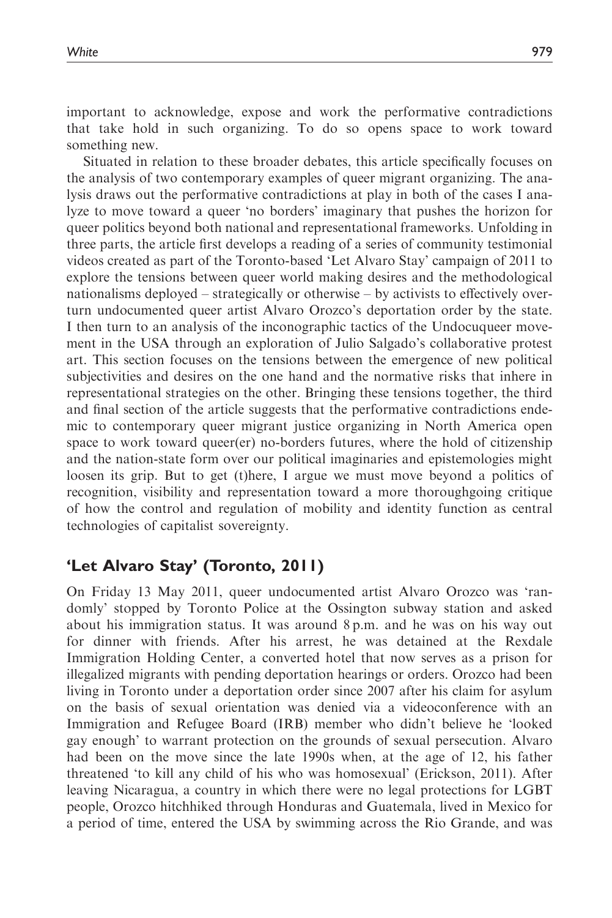important to acknowledge, expose and work the performative contradictions that take hold in such organizing. To do so opens space to work toward something new.

Situated in relation to these broader debates, this article specifically focuses on the analysis of two contemporary examples of queer migrant organizing. The analysis draws out the performative contradictions at play in both of the cases I analyze to move toward a queer 'no borders' imaginary that pushes the horizon for queer politics beyond both national and representational frameworks. Unfolding in three parts, the article first develops a reading of a series of community testimonial videos created as part of the Toronto-based 'Let Alvaro Stay' campaign of 2011 to explore the tensions between queer world making desires and the methodological nationalisms deployed – strategically or otherwise – by activists to effectively overturn undocumented queer artist Alvaro Orozco's deportation order by the state. I then turn to an analysis of the inconographic tactics of the Undocuqueer movement in the USA through an exploration of Julio Salgado's collaborative protest art. This section focuses on the tensions between the emergence of new political subjectivities and desires on the one hand and the normative risks that inhere in representational strategies on the other. Bringing these tensions together, the third and final section of the article suggests that the performative contradictions endemic to contemporary queer migrant justice organizing in North America open space to work toward queer(er) no-borders futures, where the hold of citizenship and the nation-state form over our political imaginaries and epistemologies might loosen its grip. But to get (t)here, I argue we must move beyond a politics of recognition, visibility and representation toward a more thoroughgoing critique of how the control and regulation of mobility and identity function as central technologies of capitalist sovereignty.

## 'Let Alvaro Stay' (Toronto, 2011)

On Friday 13 May 2011, queer undocumented artist Alvaro Orozco was 'randomly' stopped by Toronto Police at the Ossington subway station and asked about his immigration status. It was around 8 p.m. and he was on his way out for dinner with friends. After his arrest, he was detained at the Rexdale Immigration Holding Center, a converted hotel that now serves as a prison for illegalized migrants with pending deportation hearings or orders. Orozco had been living in Toronto under a deportation order since 2007 after his claim for asylum on the basis of sexual orientation was denied via a videoconference with an Immigration and Refugee Board (IRB) member who didn't believe he 'looked gay enough' to warrant protection on the grounds of sexual persecution. Alvaro had been on the move since the late 1990s when, at the age of 12, his father threatened 'to kill any child of his who was homosexual' (Erickson, 2011). After leaving Nicaragua, a country in which there were no legal protections for LGBT people, Orozco hitchhiked through Honduras and Guatemala, lived in Mexico for a period of time, entered the USA by swimming across the Rio Grande, and was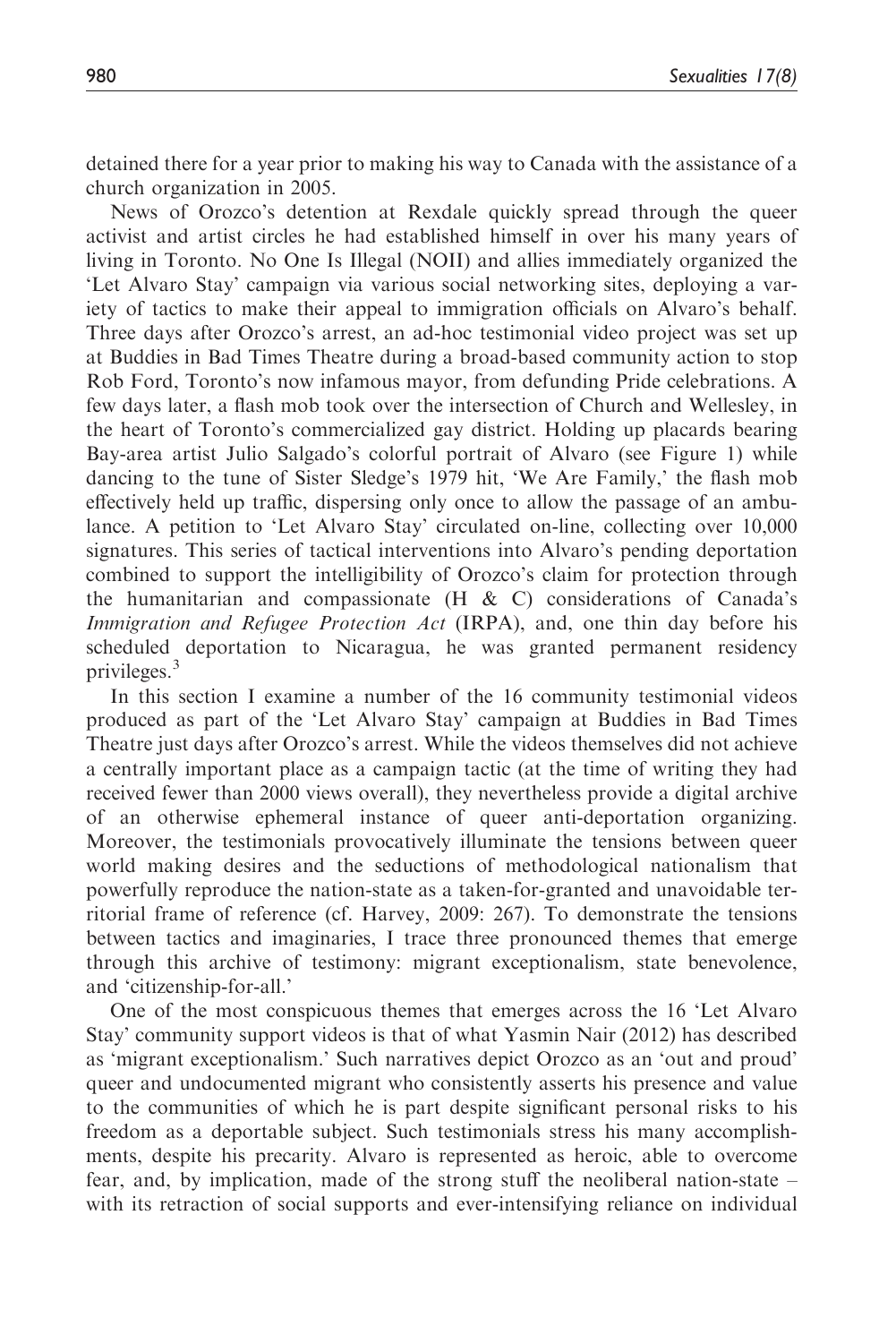detained there for a year prior to making his way to Canada with the assistance of a church organization in 2005.

News of Orozco's detention at Rexdale quickly spread through the queer activist and artist circles he had established himself in over his many years of living in Toronto. No One Is Illegal (NOII) and allies immediately organized the 'Let Alvaro Stay' campaign via various social networking sites, deploying a variety of tactics to make their appeal to immigration officials on Alvaro's behalf. Three days after Orozco's arrest, an ad-hoc testimonial video project was set up at Buddies in Bad Times Theatre during a broad-based community action to stop Rob Ford, Toronto's now infamous mayor, from defunding Pride celebrations. A few days later, a flash mob took over the intersection of Church and Wellesley, in the heart of Toronto's commercialized gay district. Holding up placards bearing Bay-area artist Julio Salgado's colorful portrait of Alvaro (see Figure 1) while dancing to the tune of Sister Sledge's 1979 hit, 'We Are Family,' the flash mob effectively held up traffic, dispersing only once to allow the passage of an ambulance. A petition to 'Let Alvaro Stay' circulated on-line, collecting over 10,000 signatures. This series of tactical interventions into Alvaro's pending deportation combined to support the intelligibility of Orozco's claim for protection through the humanitarian and compassionate (H & C) considerations of Canada's *Immigration and Refugee Protection Act* (IRPA), and, one thin day before his scheduled deportation to Nicaragua, he was granted permanent residency privileges.[3]

In this section I examine a number of the 16 community testimonial videos produced as part of the 'Let Alvaro Stay' campaign at Buddies in Bad Times Theatre just days after Orozco's arrest. While the videos themselves did not achieve a centrally important place as a campaign tactic (at the time of writing they had received fewer than 2000 views overall), they nevertheless provide a digital archive of an otherwise ephemeral instance of queer anti-deportation organizing. Moreover, the testimonials provocatively illuminate the tensions between queer world making desires and the seductions of methodological nationalism that powerfully reproduce the nation-state as a taken-for-granted and unavoidable territorial frame of reference (cf. Harvey, 2009: 267). To demonstrate the tensions between tactics and imaginaries, I trace three pronounced themes that emerge through this archive of testimony: migrant exceptionalism, state benevolence, and 'citizenship-for-all.'

One of the most conspicuous themes that emerges across the 16 'Let Alvaro Stay' community support videos is that of what Yasmin Nair (2012) has described as 'migrant exceptionalism.' Such narratives depict Orozco as an 'out and proud' queer and undocumented migrant who consistently asserts his presence and value to the communities of which he is part despite significant personal risks to his freedom as a deportable subject. Such testimonials stress his many accomplishments, despite his precarity. Alvaro is represented as heroic, able to overcome fear, and, by implication, made of the strong stuff the neoliberal nation-state – with its retraction of social supports and ever-intensifying reliance on individual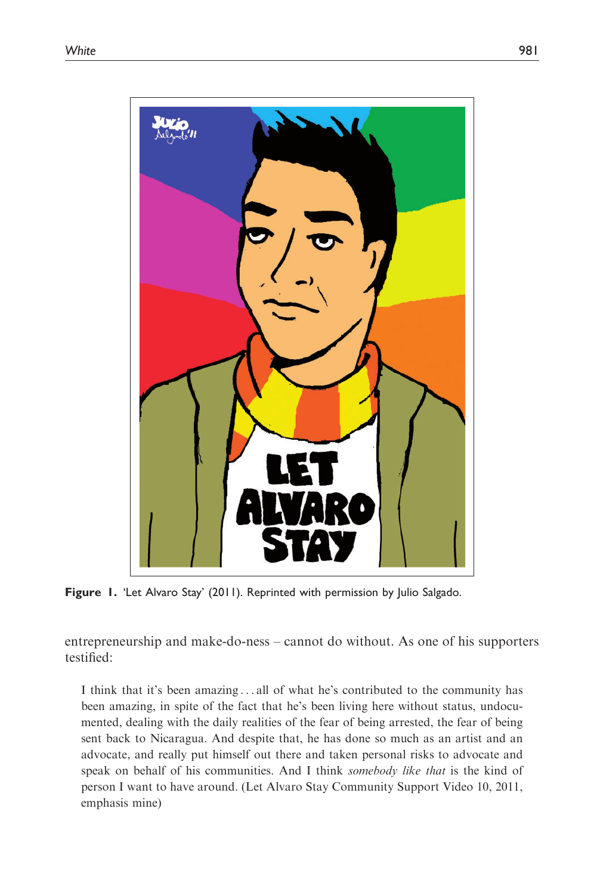Figure 1. 'Let Alvaro Stay' (2011). Reprinted with permission by Julio Salgado.

entrepreneurship and make-do-ness – cannot do without. As one of his supporters testified:

> I think that it's been amazing ... all of what he's contributed to the community has been amazing, in spite of the fact that he's been living here without status, undocumented, dealing with the daily realities of the fear of being arrested, the fear of being sent back to Nicaragua. And despite that, he has done so much as an artist and an advocate, and really put himself out there and taken personal risks to advocate and speak on behalf of his communities. And I think *somebody like that* is the kind of person I want to have around. (Let Alvaro Stay Community Support Video 10, 2011, emphasis mine)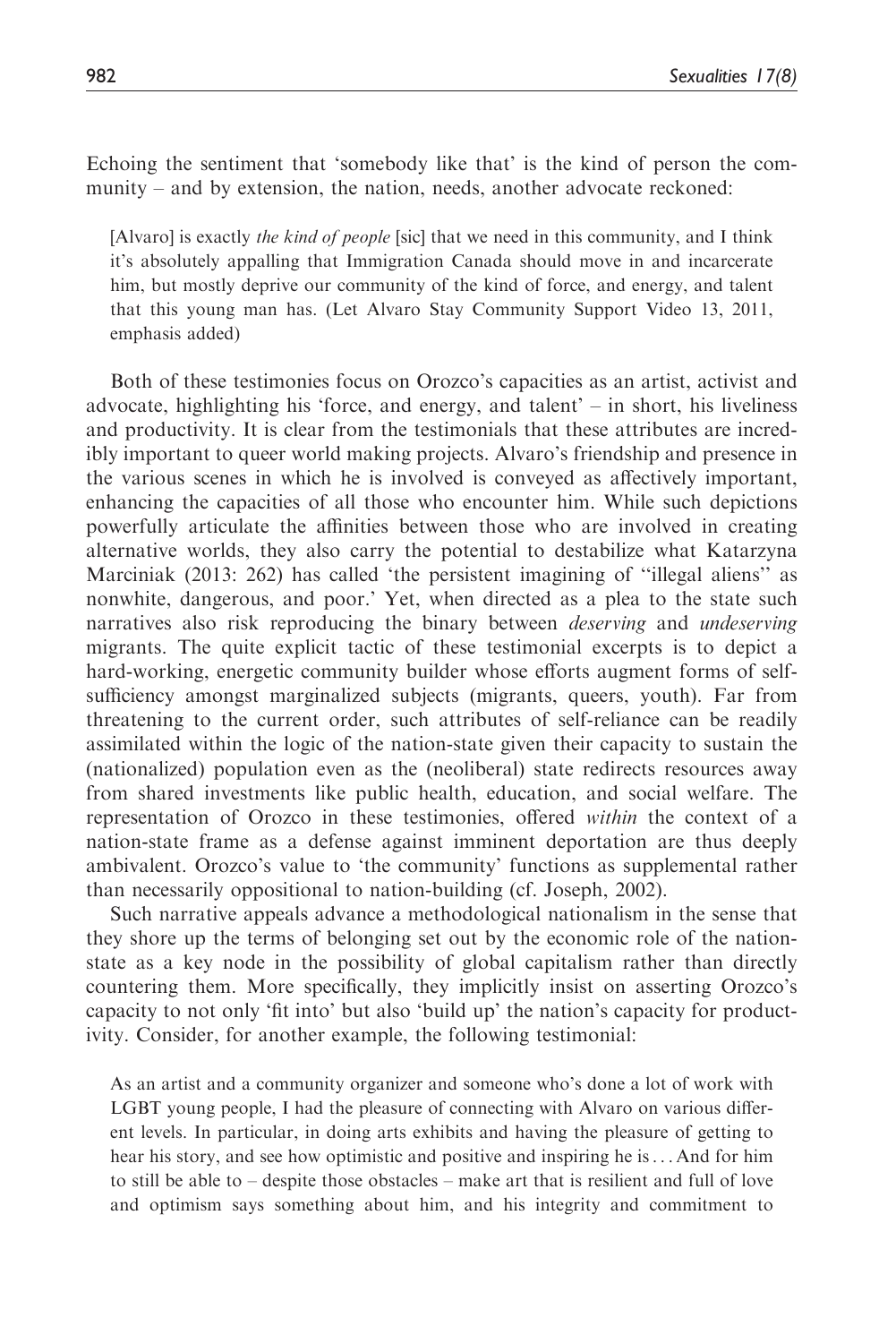Echoing the sentiment that 'somebody like that' is the kind of person the community – and by extension, the nation, needs, another advocate reckoned:

> [Alvaro] is exactly *the kind of people* [sic] that we need in this community, and I think it's absolutely appalling that Immigration Canada should move in and incarcerate him, but mostly deprive our community of the kind of force, and energy, and talent that this young man has. (Let Alvaro Stay Community Support Video 13, 2011, emphasis added)

Both of these testimonies focus on Orozco's capacities as an artist, activist and advocate, highlighting his 'force, and energy, and talent' – in short, his liveliness and productivity. It is clear from the testimonials that these attributes are incredibly important to queer world making projects. Alvaro's friendship and presence in the various scenes in which he is involved is conveyed as affectively important, enhancing the capacities of all those who encounter him. While such depictions powerfully articulate the affinities between those who are involved in creating alternative worlds, they also carry the potential to destabilize what Katarzyna Marciniak (2013: 262) has called 'the persistent imagining of "illegal aliens" as nonwhite, dangerous, and poor.' Yet, when directed as a plea to the state such narratives also risk reproducing the binary between *deserving* and *undeserving* migrants. The quite explicit tactic of these testimonial excerpts is to depict a hard-working, energetic community builder whose efforts augment forms of self-sufficiency amongst marginalized subjects (migrants, queers, youth). Far from threatening to the current order, such attributes of self-reliance can be readily assimilated within the logic of the nation-state given their capacity to sustain the (nationalized) population even as the (neoliberal) state redirects resources away from shared investments like public health, education, and social welfare. The representation of Orozco in these testimonies, offered *within* the context of a nation-state frame as a defense against imminent deportation are thus deeply ambivalent. Orozco's value to 'the community' functions as supplemental rather than necessarily oppositional to nation-building (cf. Joseph, 2002).

Such narrative appeals advance a methodological nationalism in the sense that they shore up the terms of belonging set out by the economic role of the nation-state as a key node in the possibility of global capitalism rather than directly countering them. More specifically, they implicitly insist on asserting Orozco's capacity to not only 'fit into' but also 'build up' the nation's capacity for productivity. Consider, for another example, the following testimonial:

> As an artist and a community organizer and someone who's done a lot of work with LGBT young people, I had the pleasure of connecting with Alvaro on various different levels. In particular, in doing arts exhibits and having the pleasure of getting to hear his story, and see how optimistic and positive and inspiring he is . . . And for him to still be able to – despite those obstacles – make art that is resilient and full of love and optimism says something about him, and his integrity and commitment to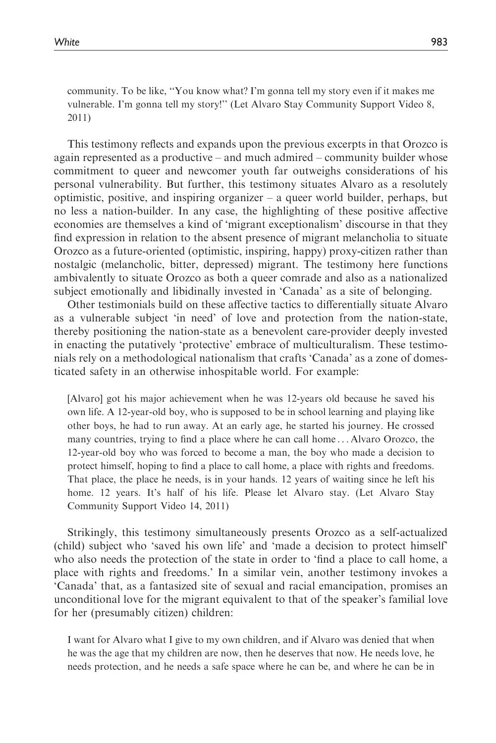community. To be like, "You know what? I'm gonna tell my story even if it makes me vulnerable. I'm gonna tell my story!" (Let Alvaro Stay Community Support Video 8, 2011)

This testimony reflects and expands upon the previous excerpts in that Orozco is again represented as a productive – and much admired – community builder whose commitment to queer and newcomer youth far outweighs considerations of his personal vulnerability. But further, this testimony situates Alvaro as a resolutely optimistic, positive, and inspiring organizer – a queer world builder, perhaps, but no less a nation-builder. In any case, the highlighting of these positive affective economies are themselves a kind of 'migrant exceptionalism' discourse in that they find expression in relation to the absent presence of migrant melancholia to situate Orozco as a future-oriented (optimistic, inspiring, happy) proxy-citizen rather than nostalgic (melancholic, bitter, depressed) migrant. The testimony here functions ambivalently to situate Orozco as both a queer comrade and also as a nationalized subject emotionally and libidinally invested in 'Canada' as a site of belonging.

Other testimonials build on these affective tactics to differentially situate Alvaro as a vulnerable subject 'in need' of love and protection from the nation-state, thereby positioning the nation-state as a benevolent care-provider deeply invested in enacting the putatively 'protective' embrace of multiculturalism. These testimonials rely on a methodological nationalism that crafts 'Canada' as a zone of domesticated safety in an otherwise inhospitable world. For example:

[Alvaro] got his major achievement when he was 12-years old because he saved his own life. A 12-year-old boy, who is supposed to be in school learning and playing like other boys, he had to run away. At an early age, he started his journey. He crossed many countries, trying to find a place where he can call home . . . Alvaro Orozco, the 12-year-old boy who was forced to become a man, the boy who made a decision to protect himself, hoping to find a place to call home, a place with rights and freedoms. That place, the place he needs, is in your hands. 12 years of waiting since he left his home. 12 years. It's half of his life. Please let Alvaro stay. (Let Alvaro Stay Community Support Video 14, 2011)

Strikingly, this testimony simultaneously presents Orozco as a self-actualized (child) subject who 'saved his own life' and 'made a decision to protect himself' who also needs the protection of the state in order to 'find a place to call home, a place with rights and freedoms.' In a similar vein, another testimony invokes a 'Canada' that, as a fantasized site of sexual and racial emancipation, promises an unconditional love for the migrant equivalent to that of the speaker's familial love for her (presumably citizen) children:

I want for Alvaro what I give to my own children, and if Alvaro was denied that when he was the age that my children are now, then he deserves that now. He needs love, he needs protection, and he needs a safe space where he can be, and where he can be in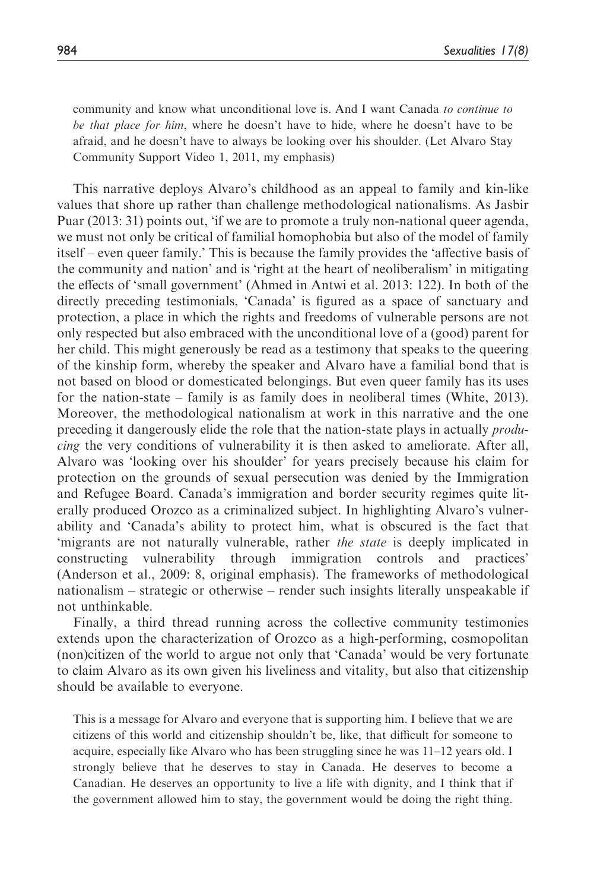community and know what unconditional love is. And I want Canada *to continue to be that place for him*, where he doesn't have to hide, where he doesn't have to be afraid, and he doesn't have to always be looking over his shoulder. (Let Alvaro Stay Community Support Video 1, 2011, my emphasis)

This narrative deploys Alvaro's childhood as an appeal to family and kin-like values that shore up rather than challenge methodological nationalisms. As Jasbir Puar (2013: 31) points out, 'if we are to promote a truly non-national queer agenda, we must not only be critical of familial homophobia but also of the model of family itself – even queer family.' This is because the family provides the 'affective basis of the community and nation' and is 'right at the heart of neoliberalism' in mitigating the effects of 'small government' (Ahmed in Antwi et al. 2013: 122). In both of the directly preceding testimonials, 'Canada' is figured as a space of sanctuary and protection, a place in which the rights and freedoms of vulnerable persons are not only respected but also embraced with the unconditional love of a (good) parent for her child. This might generously be read as a testimony that speaks to the queering of the kinship form, whereby the speaker and Alvaro have a familial bond that is not based on blood or domesticated belongings. But even queer family has its uses for the nation-state – family is as family does in neoliberal times (White, 2013). Moreover, the methodological nationalism at work in this narrative and the one preceding it dangerously elide the role that the nation-state plays in actually *producing* the very conditions of vulnerability it is then asked to ameliorate. After all, Alvaro was 'looking over his shoulder' for years precisely because his claim for protection on the grounds of sexual persecution was denied by the Immigration and Refugee Board. Canada's immigration and border security regimes quite literally produced Orozco as a criminalized subject. In highlighting Alvaro's vulnerability and 'Canada's ability to protect him, what is obscured is the fact that 'migrants are not naturally vulnerable, rather *the state* is deeply implicated in constructing vulnerability through immigration controls and practices' (Anderson et al., 2009: 8, original emphasis). The frameworks of methodological nationalism – strategic or otherwise – render such insights literally unspeakable if not unthinkable.

Finally, a third thread running across the collective community testimonies extends upon the characterization of Orozco as a high-performing, cosmopolitan (non)citizen of the world to argue not only that 'Canada' would be very fortunate to claim Alvaro as its own given his liveliness and vitality, but also that citizenship should be available to everyone.

This is a message for Alvaro and everyone that is supporting him. I believe that we are citizens of this world and citizenship shouldn't be, like, that difficult for someone to acquire, especially like Alvaro who has been struggling since he was 11–12 years old. I strongly believe that he deserves to stay in Canada. He deserves to become a Canadian. He deserves an opportunity to live a life with dignity, and I think that if the government allowed him to stay, the government would be doing the right thing.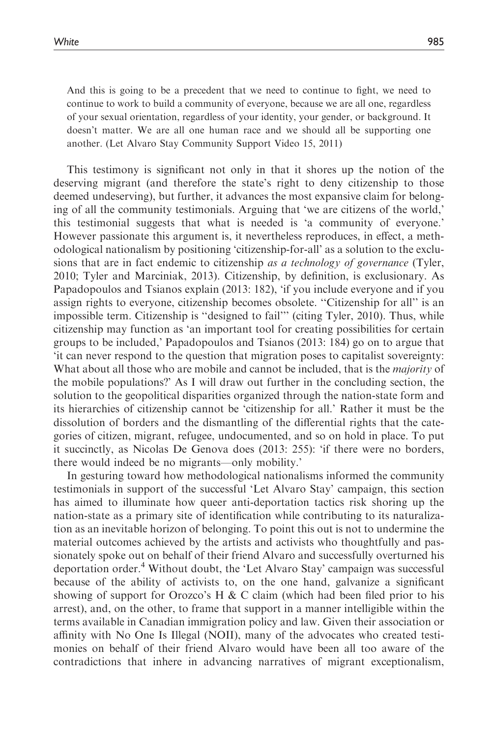> And this is going to be a precedent that we need to continue to fight, we need to continue to work to build a community of everyone, because we are all one, regardless of your sexual orientation, regardless of your identity, your gender, or background. It doesn't matter. We are all one human race and we should all be supporting one another. (Let Alvaro Stay Community Support Video 15, 2011)

This testimony is significant not only in that it shores up the notion of the deserving migrant (and therefore the state's right to deny citizenship to those deemed undeserving), but further, it advances the most expansive claim for belonging of all the community testimonials. Arguing that 'we are citizens of the world,' this testimonial suggests that what is needed is 'a community of everyone.' However passionate this argument is, it nevertheless reproduces, in effect, a methodological nationalism by positioning 'citizenship-for-all' as a solution to the exclusions that are in fact endemic to citizenship *as a technology of governance* (Tyler, 2010; Tyler and Marciniak, 2013). Citizenship, by definition, is exclusionary. As Papadopoulos and Tsianos explain (2013: 182), 'if you include everyone and if you assign rights to everyone, citizenship becomes obsolete. "Citizenship for all" is an impossible term. Citizenship is "designed to fail"' (citing Tyler, 2010). Thus, while citizenship may function as 'an important tool for creating possibilities for certain groups to be included,' Papadopoulos and Tsianos (2013: 184) go on to argue that 'it can never respond to the question that migration poses to capitalist sovereignty: What about all those who are mobile and cannot be included, that is the *majority* of the mobile populations?' As I will draw out further in the concluding section, the solution to the geopolitical disparities organized through the nation-state form and its hierarchies of citizenship cannot be 'citizenship for all.' Rather it must be the dissolution of borders and the dismantling of the differential rights that the categories of citizen, migrant, refugee, undocumented, and so on hold in place. To put it succinctly, as Nicolas De Genova does (2013: 255): 'if there were no borders, there would indeed be no migrants—only mobility.'

In gesturing toward how methodological nationalisms informed the community testimonials in support of the successful 'Let Alvaro Stay' campaign, this section has aimed to illuminate how queer anti-deportation tactics risk shoring up the nation-state as a primary site of identification while contributing to its naturalization as an inevitable horizon of belonging. To point this out is not to undermine the material outcomes achieved by the artists and activists who thoughtfully and passionately spoke out on behalf of their friend Alvaro and successfully overturned his deportation order.[4] Without doubt, the 'Let Alvaro Stay' campaign was successful because of the ability of activists to, on the one hand, galvanize a significant showing of support for Orozco's H & C claim (which had been filed prior to his arrest), and, on the other, to frame that support in a manner intelligible within the terms available in Canadian immigration policy and law. Given their association or affinity with No One Is Illegal (NOII), many of the advocates who created testimonies on behalf of their friend Alvaro would have been all too aware of the contradictions that inhere in advancing narratives of migrant exceptionalism,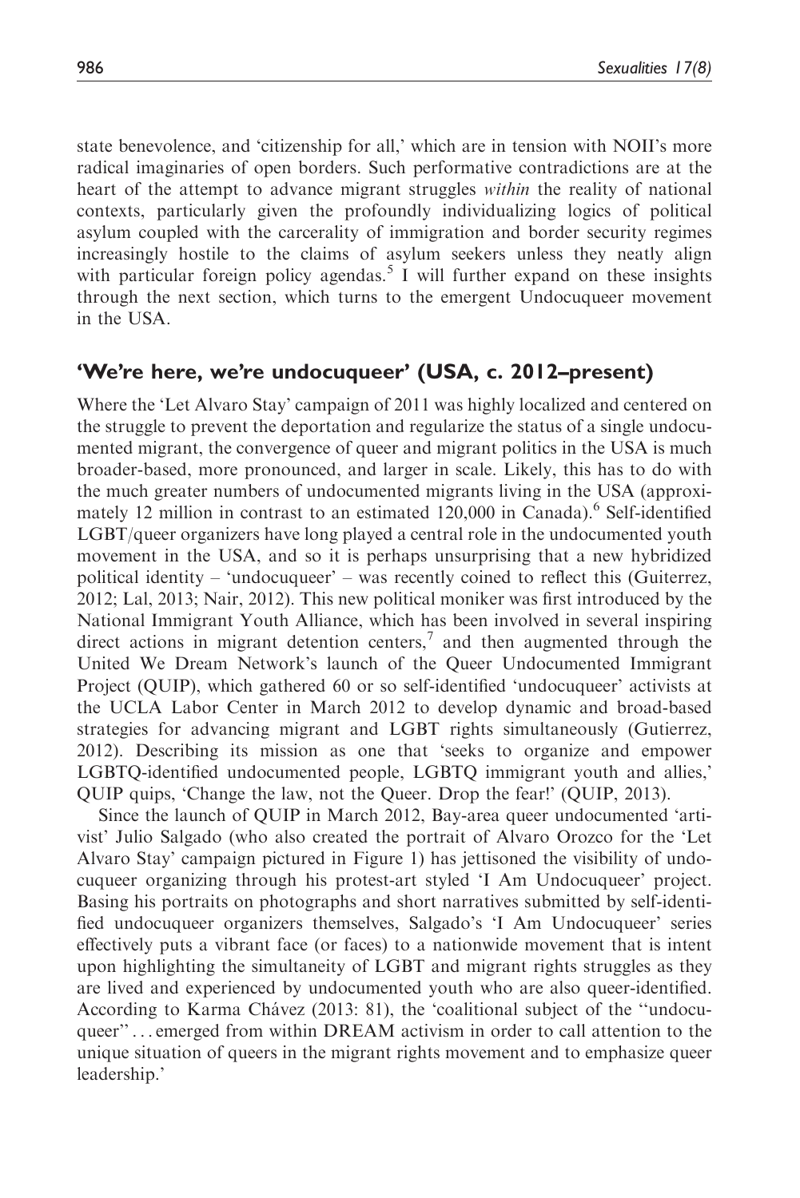state benevolence, and 'citizenship for all,' which are in tension with NOII's more radical imaginaries of open borders. Such performative contradictions are at the heart of the attempt to advance migrant struggles *within* the reality of national contexts, particularly given the profoundly individualizing logics of political asylum coupled with the carcerality of immigration and border security regimes increasingly hostile to the claims of asylum seekers unless they neatly align with particular foreign policy agendas.[5] I will further expand on these insights through the next section, which turns to the emergent Undocuqueer movement in the USA.

## 'We're here, we're undocuqueer' (USA, c. 2012–present)

Where the 'Let Alvaro Stay' campaign of 2011 was highly localized and centered on the struggle to prevent the deportation and regularize the status of a single undocumented migrant, the convergence of queer and migrant politics in the USA is much broader-based, more pronounced, and larger in scale. Likely, this has to do with the much greater numbers of undocumented migrants living in the USA (approximately 12 million in contrast to an estimated 120,000 in Canada).[6] Self-identified LGBT/queer organizers have long played a central role in the undocumented youth movement in the USA, and so it is perhaps unsurprising that a new hybridized political identity – 'undocuqueer' – was recently coined to reflect this (Guiterrez, 2012; Lal, 2013; Nair, 2012). This new political moniker was first introduced by the National Immigrant Youth Alliance, which has been involved in several inspiring direct actions in migrant detention centers,[7] and then augmented through the United We Dream Network's launch of the Queer Undocumented Immigrant Project (QUIP), which gathered 60 or so self-identified 'undocuqueer' activists at the UCLA Labor Center in March 2012 to develop dynamic and broad-based strategies for advancing migrant and LGBT rights simultaneously (Gutierrez, 2012). Describing its mission as one that 'seeks to organize and empower LGBTQ-identified undocumented people, LGBTQ immigrant youth and allies,' QUIP quips, 'Change the law, not the Queer. Drop the fear!' (QUIP, 2013).

Since the launch of QUIP in March 2012, Bay-area queer undocumented 'artivist' Julio Salgado (who also created the portrait of Alvaro Orozco for the 'Let Alvaro Stay' campaign pictured in Figure 1) has jettisoned the visibility of undocuqueer organizing through his protest-art styled 'I Am Undocuqueer' project. Basing his portraits on photographs and short narratives submitted by self-identified undocuqueer organizers themselves, Salgado's 'I Am Undocuqueer' series effectively puts a vibrant face (or faces) to a nationwide movement that is intent upon highlighting the simultaneity of LGBT and migrant rights struggles as they are lived and experienced by undocumented youth who are also queer-identified. According to Karma Chávez (2013: 81), the 'coalitional subject of the "undocuqueer" . . . emerged from within DREAM activism in order to call attention to the unique situation of queers in the migrant rights movement and to emphasize queer leadership.'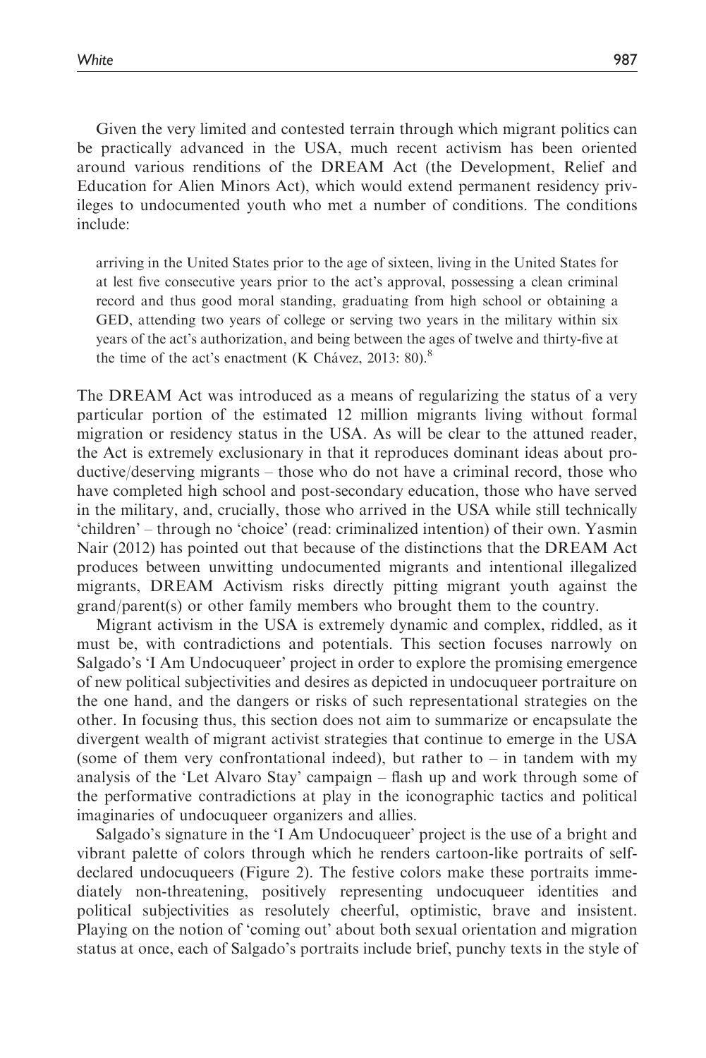Given the very limited and contested terrain through which migrant politics can be practically advanced in the USA, much recent activism has been oriented around various renditions of the DREAM Act (the Development, Relief and Education for Alien Minors Act), which would extend permanent residency privileges to undocumented youth who met a number of conditions. The conditions include:

> arriving in the United States prior to the age of sixteen, living in the United States for at lest five consecutive years prior to the act's approval, possessing a clean criminal record and thus good moral standing, graduating from high school or obtaining a GED, attending two years of college or serving two years in the military within six years of the act's authorization, and being between the ages of twelve and thirty-five at the time of the act's enactment (K Chávez, 2013: 80).[8]

The DREAM Act was introduced as a means of regularizing the status of a very particular portion of the estimated 12 million migrants living without formal migration or residency status in the USA. As will be clear to the attuned reader, the Act is extremely exclusionary in that it reproduces dominant ideas about productive/deserving migrants – those who do not have a criminal record, those who have completed high school and post-secondary education, those who have served in the military, and, crucially, those who arrived in the USA while still technically 'children' – through no 'choice' (read: criminalized intention) of their own. Yasmin Nair (2012) has pointed out that because of the distinctions that the DREAM Act produces between unwitting undocumented migrants and intentional illegalized migrants, DREAM Activism risks directly pitting migrant youth against the grand/parent(s) or other family members who brought them to the country.

Migrant activism in the USA is extremely dynamic and complex, riddled, as it must be, with contradictions and potentials. This section focuses narrowly on Salgado's 'I Am Undocuqueer' project in order to explore the promising emergence of new political subjectivities and desires as depicted in undocuqueer portraiture on the one hand, and the dangers or risks of such representational strategies on the other. In focusing thus, this section does not aim to summarize or encapsulate the divergent wealth of migrant activist strategies that continue to emerge in the USA (some of them very confrontational indeed), but rather to – in tandem with my analysis of the 'Let Alvaro Stay' campaign – flash up and work through some of the performative contradictions at play in the iconographic tactics and political imaginaries of undocuqueer organizers and allies.

Salgado's signature in the 'I Am Undocuqueer' project is the use of a bright and vibrant palette of colors through which he renders cartoon-like portraits of self-declared undocuqueers (Figure 2). The festive colors make these portraits immediately non-threatening, positively representing undocuqueer identities and political subjectivities as resolutely cheerful, optimistic, brave and insistent. Playing on the notion of 'coming out' about both sexual orientation and migration status at once, each of Salgado's portraits include brief, punchy texts in the style of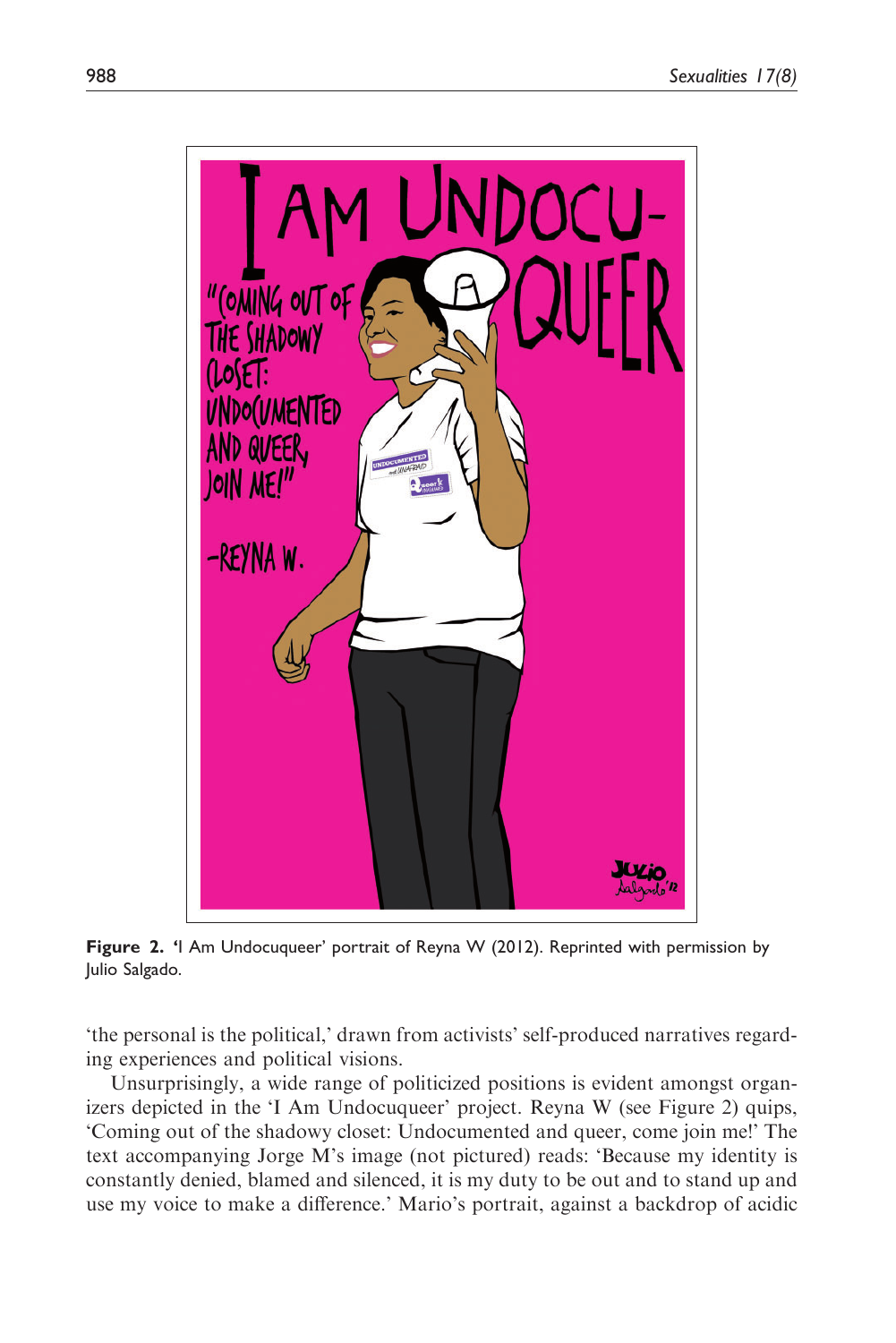**Figure 2.** 'I Am Undocuqueer' portrait of Reyna W (2012). Reprinted with permission by Julio Salgado.

'the personal is the political,' drawn from activists' self-produced narratives regarding experiences and political visions.

Unsurprisingly, a wide range of politicized positions is evident amongst organizers depicted in the 'I Am Undocuqueer' project. Reyna W (see Figure 2) quips, 'Coming out of the shadowy closet: Undocumented and queer, come join me!' The text accompanying Jorge M's image (not pictured) reads: 'Because my identity is constantly denied, blamed and silenced, it is my duty to be out and to stand up and use my voice to make a difference.' Mario's portrait, against a backdrop of acidic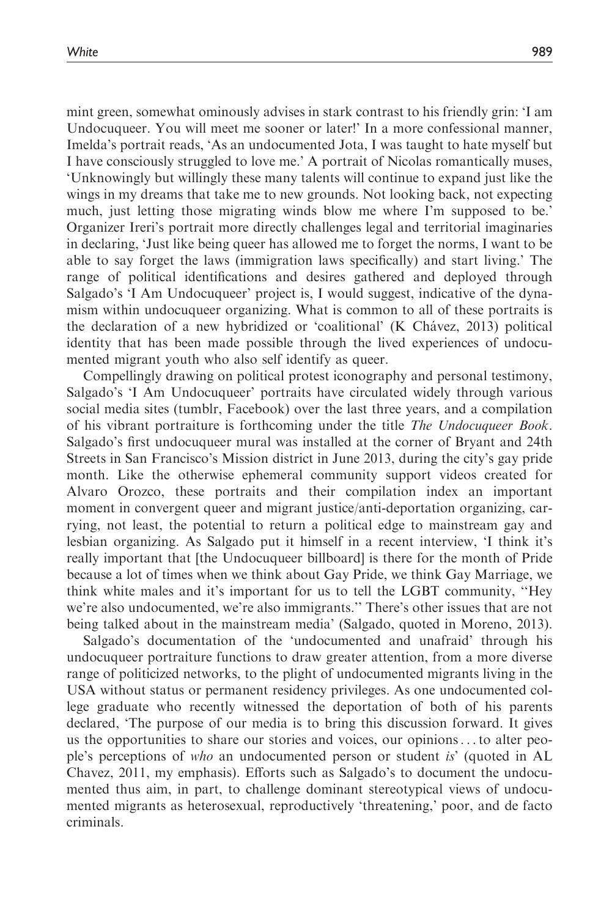mint green, somewhat ominously advises in stark contrast to his friendly grin: 'I am Undocuqueer. You will meet me sooner or later!' In a more confessional manner, Imelda's portrait reads, 'As an undocumented Jota, I was taught to hate myself but I have consciously struggled to love me.' A portrait of Nicolas romantically muses, 'Unknowingly but willingly these many talents will continue to expand just like the wings in my dreams that take me to new grounds. Not looking back, not expecting much, just letting those migrating winds blow me where I'm supposed to be.' Organizer Ireri's portrait more directly challenges legal and territorial imaginaries in declaring, 'Just like being queer has allowed me to forget the norms, I want to be able to say forget the laws (immigration laws specifically) and start living.' The range of political identifications and desires gathered and deployed through Salgado's 'I Am Undocuqueer' project is, I would suggest, indicative of the dynamism within undocuqueer organizing. What is common to all of these portraits is the declaration of a new hybridized or 'coalitional' (K Chávez, 2013) political identity that has been made possible through the lived experiences of undocumented migrant youth who also self identify as queer.

Compellingly drawing on political protest iconography and personal testimony, Salgado's 'I Am Undocuqueer' portraits have circulated widely through various social media sites (tumblr, Facebook) over the last three years, and a compilation of his vibrant portraiture is forthcoming under the title *The Undocuqueer Book*. Salgado's first undocuqueer mural was installed at the corner of Bryant and 24th Streets in San Francisco's Mission district in June 2013, during the city's gay pride month. Like the otherwise ephemeral community support videos created for Alvaro Orozco, these portraits and their compilation index an important moment in convergent queer and migrant justice/anti-deportation organizing, carrying, not least, the potential to return a political edge to mainstream gay and lesbian organizing. As Salgado put it himself in a recent interview, 'I think it's really important that [the Undocuqueer billboard] is there for the month of Pride because a lot of times when we think about Gay Pride, we think Gay Marriage, we think white males and it's important for us to tell the LGBT community, "Hey we're also undocumented, we're also immigrants." There's other issues that are not being talked about in the mainstream media' (Salgado, quoted in Moreno, 2013).

Salgado's documentation of the 'undocumented and unafraid' through his undocuqueer portraiture functions to draw greater attention, from a more diverse range of politicized networks, to the plight of undocumented migrants living in the USA without status or permanent residency privileges. As one undocumented college graduate who recently witnessed the deportation of both of his parents declared, 'The purpose of our media is to bring this discussion forward. It gives us the opportunities to share our stories and voices, our opinions . . . to alter people's perceptions of *who* an undocumented person or student *is*' (quoted in AL Chavez, 2011, my emphasis). Efforts such as Salgado's to document the undocumented thus aim, in part, to challenge dominant stereotypical views of undocumented migrants as heterosexual, reproductively 'threatening,' poor, and de facto criminals.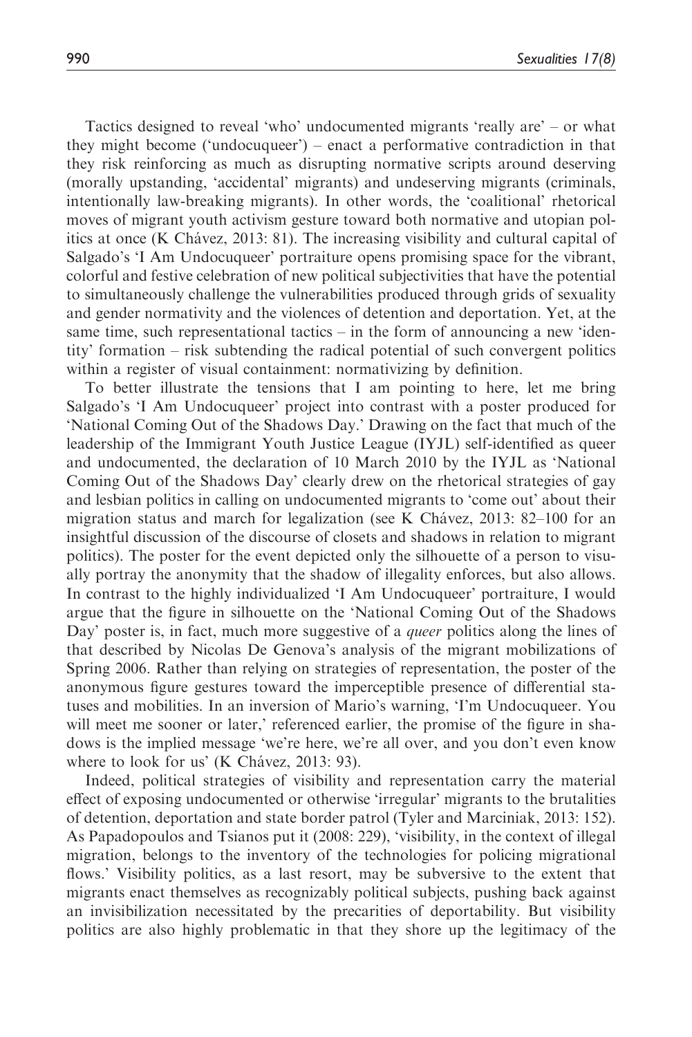Tactics designed to reveal 'who' undocumented migrants 'really are' – or what they might become ('undocuqueer') – enact a performative contradiction in that they risk reinforcing as much as disrupting normative scripts around deserving (morally upstanding, 'accidental' migrants) and undeserving migrants (criminals, intentionally law-breaking migrants). In other words, the 'coalitional' rhetorical moves of migrant youth activism gesture toward both normative and utopian politics at once (K Chávez, 2013: 81). The increasing visibility and cultural capital of Salgado's 'I Am Undocuqueer' portraiture opens promising space for the vibrant, colorful and festive celebration of new political subjectivities that have the potential to simultaneously challenge the vulnerabilities produced through grids of sexuality and gender normativity and the violences of detention and deportation. Yet, at the same time, such representational tactics – in the form of announcing a new 'identity' formation – risk subtending the radical potential of such convergent politics within a register of visual containment: normativizing by definition.

To better illustrate the tensions that I am pointing to here, let me bring Salgado's 'I Am Undocuqueer' project into contrast with a poster produced for 'National Coming Out of the Shadows Day.' Drawing on the fact that much of the leadership of the Immigrant Youth Justice League (IYJL) self-identified as queer and undocumented, the declaration of 10 March 2010 by the IYJL as 'National Coming Out of the Shadows Day' clearly drew on the rhetorical strategies of gay and lesbian politics in calling on undocumented migrants to 'come out' about their migration status and march for legalization (see K Chávez, 2013: 82–100 for an insightful discussion of the discourse of closets and shadows in relation to migrant politics). The poster for the event depicted only the silhouette of a person to visually portray the anonymity that the shadow of illegality enforces, but also allows. In contrast to the highly individualized 'I Am Undocuqueer' portraiture, I would argue that the figure in silhouette on the 'National Coming Out of the Shadows Day' poster is, in fact, much more suggestive of a *queer* politics along the lines of that described by Nicolas De Genova's analysis of the migrant mobilizations of Spring 2006. Rather than relying on strategies of representation, the poster of the anonymous figure gestures toward the imperceptible presence of differential statuses and mobilities. In an inversion of Mario's warning, 'I'm Undocuqueer. You will meet me sooner or later,' referenced earlier, the promise of the figure in shadows is the implied message 'we're here, we're all over, and you don't even know where to look for us' (K Chávez, 2013: 93).

Indeed, political strategies of visibility and representation carry the material effect of exposing undocumented or otherwise 'irregular' migrants to the brutalities of detention, deportation and state border patrol (Tyler and Marciniak, 2013: 152). As Papadopoulos and Tsianos put it (2008: 229), 'visibility, in the context of illegal migration, belongs to the inventory of the technologies for policing migrational flows.' Visibility politics, as a last resort, may be subversive to the extent that migrants enact themselves as recognizably political subjects, pushing back against an invisibilization necessitated by the precarities of deportability. But visibility politics are also highly problematic in that they shore up the legitimacy of the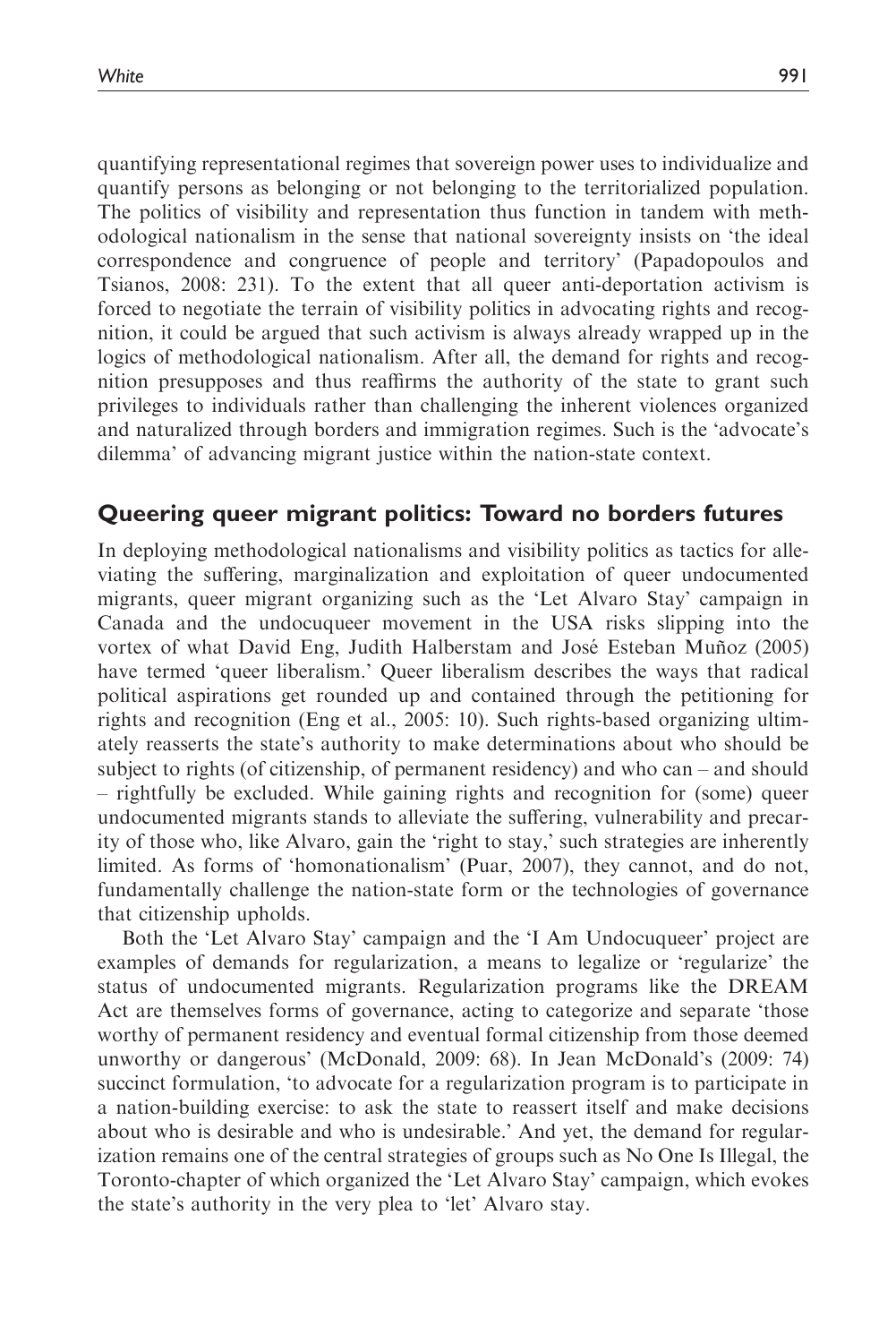quantifying representational regimes that sovereign power uses to individualize and quantify persons as belonging or not belonging to the territorialized population. The politics of visibility and representation thus function in tandem with methodological nationalism in the sense that national sovereignty insists on 'the ideal correspondence and congruence of people and territory' (Papadopoulos and Tsianos, 2008: 231). To the extent that all queer anti-deportation activism is forced to negotiate the terrain of visibility politics in advocating rights and recognition, it could be argued that such activism is always already wrapped up in the logics of methodological nationalism. After all, the demand for rights and recognition presupposes and thus reaffirms the authority of the state to grant such privileges to individuals rather than challenging the inherent violences organized and naturalized through borders and immigration regimes. Such is the 'advocate's dilemma' of advancing migrant justice within the nation-state context.

## Queering queer migrant politics: Toward no borders futures

In deploying methodological nationalisms and visibility politics as tactics for alleviating the suffering, marginalization and exploitation of queer undocumented migrants, queer migrant organizing such as the 'Let Alvaro Stay' campaign in Canada and the undocuqueer movement in the USA risks slipping into the vortex of what David Eng, Judith Halberstam and José Esteban Muñoz (2005) have termed 'queer liberalism.' Queer liberalism describes the ways that radical political aspirations get rounded up and contained through the petitioning for rights and recognition (Eng et al., 2005: 10). Such rights-based organizing ultimately reasserts the state's authority to make determinations about who should be subject to rights (of citizenship, of permanent residency) and who can – and should – rightfully be excluded. While gaining rights and recognition for (some) queer undocumented migrants stands to alleviate the suffering, vulnerability and precarity of those who, like Alvaro, gain the 'right to stay,' such strategies are inherently limited. As forms of 'homonationalism' (Puar, 2007), they cannot, and do not, fundamentally challenge the nation-state form or the technologies of governance that citizenship upholds.

Both the 'Let Alvaro Stay' campaign and the 'I Am Undocuqueer' project are examples of demands for regularization, a means to legalize or 'regularize' the status of undocumented migrants. Regularization programs like the DREAM Act are themselves forms of governance, acting to categorize and separate 'those worthy of permanent residency and eventual formal citizenship from those deemed unworthy or dangerous' (McDonald, 2009: 68). In Jean McDonald's (2009: 74) succinct formulation, 'to advocate for a regularization program is to participate in a nation-building exercise: to ask the state to reassert itself and make decisions about who is desirable and who is undesirable.' And yet, the demand for regularization remains one of the central strategies of groups such as No One Is Illegal, the Toronto-chapter of which organized the 'Let Alvaro Stay' campaign, which evokes the state's authority in the very plea to 'let' Alvaro stay.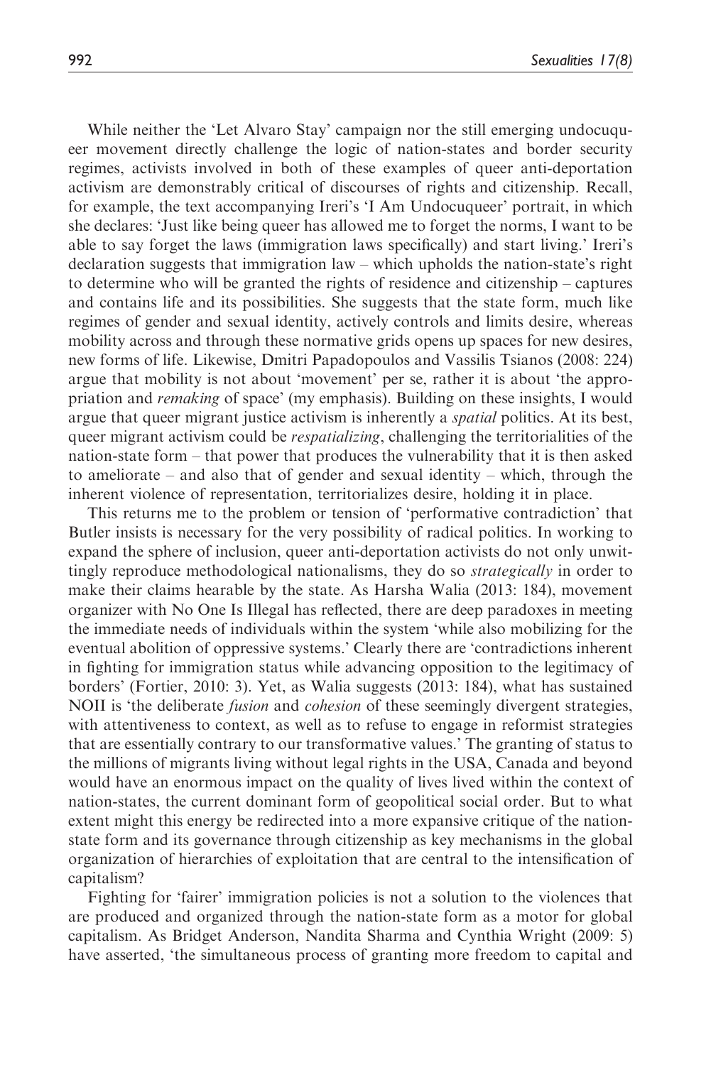While neither the 'Let Alvaro Stay' campaign nor the still emerging undocuqueer movement directly challenge the logic of nation-states and border security regimes, activists involved in both of these examples of queer anti-deportation activism are demonstrably critical of discourses of rights and citizenship. Recall, for example, the text accompanying Ireri's 'I Am Undocuqueer' portrait, in which she declares: 'Just like being queer has allowed me to forget the norms, I want to be able to say forget the laws (immigration laws specifically) and start living.' Ireri's declaration suggests that immigration law – which upholds the nation-state's right to determine who will be granted the rights of residence and citizenship – captures and contains life and its possibilities. She suggests that the state form, much like regimes of gender and sexual identity, actively controls and limits desire, whereas mobility across and through these normative grids opens up spaces for new desires, new forms of life. Likewise, Dmitri Papadopoulos and Vassilis Tsianos (2008: 224) argue that mobility is not about 'movement' per se, rather it is about 'the appropriation and *remaking* of space' (my emphasis). Building on these insights, I would argue that queer migrant justice activism is inherently a *spatial* politics. At its best, queer migrant activism could be *respatializing*, challenging the territorialities of the nation-state form – that power that produces the vulnerability that it is then asked to ameliorate – and also that of gender and sexual identity – which, through the inherent violence of representation, territorializes desire, holding it in place.

This returns me to the problem or tension of 'performative contradiction' that Butler insists is necessary for the very possibility of radical politics. In working to expand the sphere of inclusion, queer anti-deportation activists do not only unwittingly reproduce methodological nationalisms, they do so *strategically* in order to make their claims hearable by the state. As Harsha Walia (2013: 184), movement organizer with No One Is Illegal has reflected, there are deep paradoxes in meeting the immediate needs of individuals within the system 'while also mobilizing for the eventual abolition of oppressive systems.' Clearly there are 'contradictions inherent in fighting for immigration status while advancing opposition to the legitimacy of borders' (Fortier, 2010: 3). Yet, as Walia suggests (2013: 184), what has sustained NOII is 'the deliberate *fusion* and *cohesion* of these seemingly divergent strategies, with attentiveness to context, as well as to refuse to engage in reformist strategies that are essentially contrary to our transformative values.' The granting of status to the millions of migrants living without legal rights in the USA, Canada and beyond would have an enormous impact on the quality of lives lived within the context of nation-states, the current dominant form of geopolitical social order. But to what extent might this energy be redirected into a more expansive critique of the nation-state form and its governance through citizenship as key mechanisms in the global organization of hierarchies of exploitation that are central to the intensification of capitalism?

Fighting for 'fairer' immigration policies is not a solution to the violences that are produced and organized through the nation-state form as a motor for global capitalism. As Bridget Anderson, Nandita Sharma and Cynthia Wright (2009: 5) have asserted, 'the simultaneous process of granting more freedom to capital and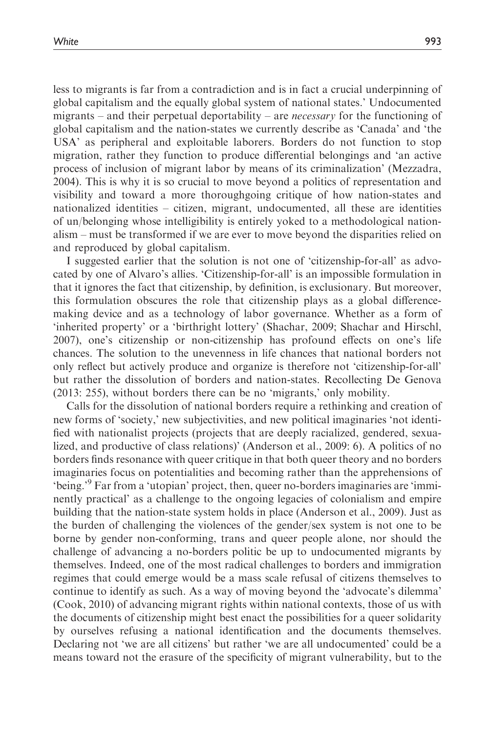less to migrants is far from a contradiction and is in fact a crucial underpinning of global capitalism and the equally global system of national states.' Undocumented migrants – and their perpetual deportability – are *necessary* for the functioning of global capitalism and the nation-states we currently describe as 'Canada' and 'the USA' as peripheral and exploitable laborers. Borders do not function to stop migration, rather they function to produce differential belongings and 'an active process of inclusion of migrant labor by means of its criminalization' (Mezzadra, 2004). This is why it is so crucial to move beyond a politics of representation and visibility and toward a more thoroughgoing critique of how nation-states and nationalized identities – citizen, migrant, undocumented, all these are identities of un/belonging whose intelligibility is entirely yoked to a methodological nationalism – must be transformed if we are ever to move beyond the disparities relied on and reproduced by global capitalism.

I suggested earlier that the solution is not one of 'citizenship-for-all' as advocated by one of Alvaro's allies. 'Citizenship-for-all' is an impossible formulation in that it ignores the fact that citizenship, by definition, is exclusionary. But moreover, this formulation obscures the role that citizenship plays as a global difference-making device and as a technology of labor governance. Whether as a form of 'inherited property' or a 'birthright lottery' (Shachar, 2009; Shachar and Hirschl, 2007), one's citizenship or non-citizenship has profound effects on one's life chances. The solution to the unevenness in life chances that national borders not only reflect but actively produce and organize is therefore not 'citizenship-for-all' but rather the dissolution of borders and nation-states. Recollecting De Genova (2013: 255), without borders there can be no 'migrants,' only mobility.

Calls for the dissolution of national borders require a rethinking and creation of new forms of 'society,' new subjectivities, and new political imaginaries 'not identified with nationalist projects (projects that are deeply racialized, gendered, sexualized, and productive of class relations)' (Anderson et al., 2009: 6). A politics of no borders finds resonance with queer critique in that both queer theory and no borders imaginaries focus on potentialities and becoming rather than the apprehensions of 'being.'[9] Far from a 'utopian' project, then, queer no-borders imaginaries are 'imminently practical' as a challenge to the ongoing legacies of colonialism and empire building that the nation-state system holds in place (Anderson et al., 2009). Just as the burden of challenging the violences of the gender/sex system is not one to be borne by gender non-conforming, trans and queer people alone, nor should the challenge of advancing a no-borders politic be up to undocumented migrants by themselves. Indeed, one of the most radical challenges to borders and immigration regimes that could emerge would be a mass scale refusal of citizens themselves to continue to identify as such. As a way of moving beyond the 'advocate's dilemma' (Cook, 2010) of advancing migrant rights within national contexts, those of us with the documents of citizenship might best enact the possibilities for a queer solidarity by ourselves refusing a national identification and the documents themselves. Declaring not 'we are all citizens' but rather 'we are all undocumented' could be a means toward not the erasure of the specificity of migrant vulnerability, but to the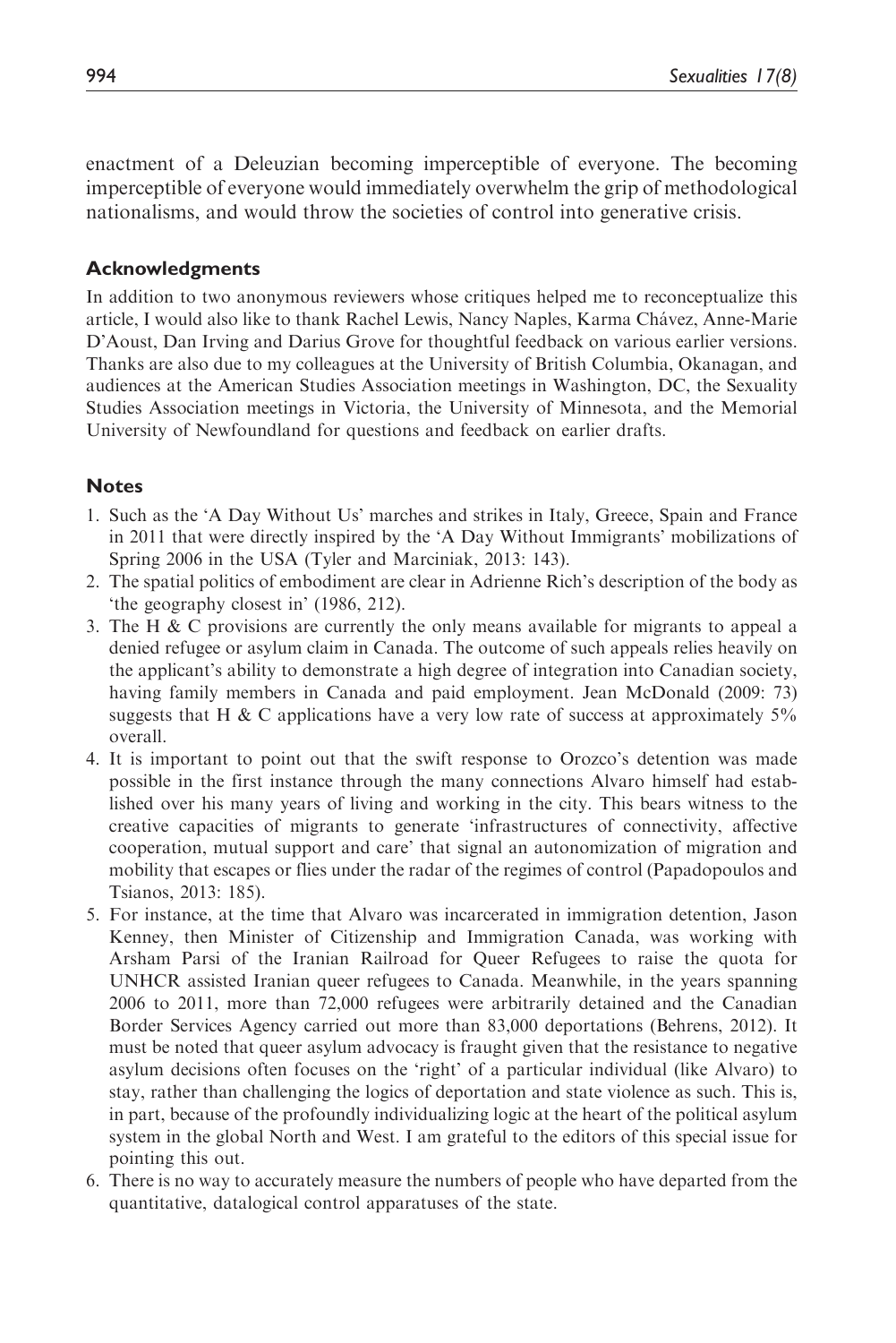enactment of a Deleuzian becoming imperceptible of everyone. The becoming imperceptible of everyone would immediately overwhelm the grip of methodological nationalisms, and would throw the societies of control into generative crisis.

## Acknowledgments

In addition to two anonymous reviewers whose critiques helped me to reconceptualize this article, I would also like to thank Rachel Lewis, Nancy Naples, Karma Chávez, Anne-Marie D'Aoust, Dan Irving and Darius Grove for thoughtful feedback on various earlier versions. Thanks are also due to my colleagues at the University of British Columbia, Okanagan, and audiences at the American Studies Association meetings in Washington, DC, the Sexuality Studies Association meetings in Victoria, the University of Minnesota, and the Memorial University of Newfoundland for questions and feedback on earlier drafts.

## Notes

1. Such as the 'A Day Without Us' marches and strikes in Italy, Greece, Spain and France in 2011 that were directly inspired by the 'A Day Without Immigrants' mobilizations of Spring 2006 in the USA (Tyler and Marciniak, 2013: 143).
2. The spatial politics of embodiment are clear in Adrienne Rich's description of the body as 'the geography closest in' (1986, 212).
3. The H & C provisions are currently the only means available for migrants to appeal a denied refugee or asylum claim in Canada. The outcome of such appeals relies heavily on the applicant's ability to demonstrate a high degree of integration into Canadian society, having family members in Canada and paid employment. Jean McDonald (2009: 73) suggests that H & C applications have a very low rate of success at approximately 5% overall.
4. It is important to point out that the swift response to Orozco's detention was made possible in the first instance through the many connections Alvaro himself had established over his many years of living and working in the city. This bears witness to the creative capacities of migrants to generate 'infrastructures of connectivity, affective cooperation, mutual support and care' that signal an autonomization of migration and mobility that escapes or flies under the radar of the regimes of control (Papadopoulos and Tsianos, 2013: 185).
5. For instance, at the time that Alvaro was incarcerated in immigration detention, Jason Kenney, then Minister of Citizenship and Immigration Canada, was working with Arsham Parsi of the Iranian Railroad for Queer Refugees to raise the quota for UNHCR assisted Iranian queer refugees to Canada. Meanwhile, in the years spanning 2006 to 2011, more than 72,000 refugees were arbitrarily detained and the Canadian Border Services Agency carried out more than 83,000 deportations (Behrens, 2012). It must be noted that queer asylum advocacy is fraught given that the resistance to negative asylum decisions often focuses on the 'right' of a particular individual (like Alvaro) to stay, rather than challenging the logics of deportation and state violence as such. This is, in part, because of the profoundly individualizing logic at the heart of the political asylum system in the global North and West. I am grateful to the editors of this special issue for pointing this out.
6. There is no way to accurately measure the numbers of people who have departed from the quantitative, datalogical control apparatuses of the state.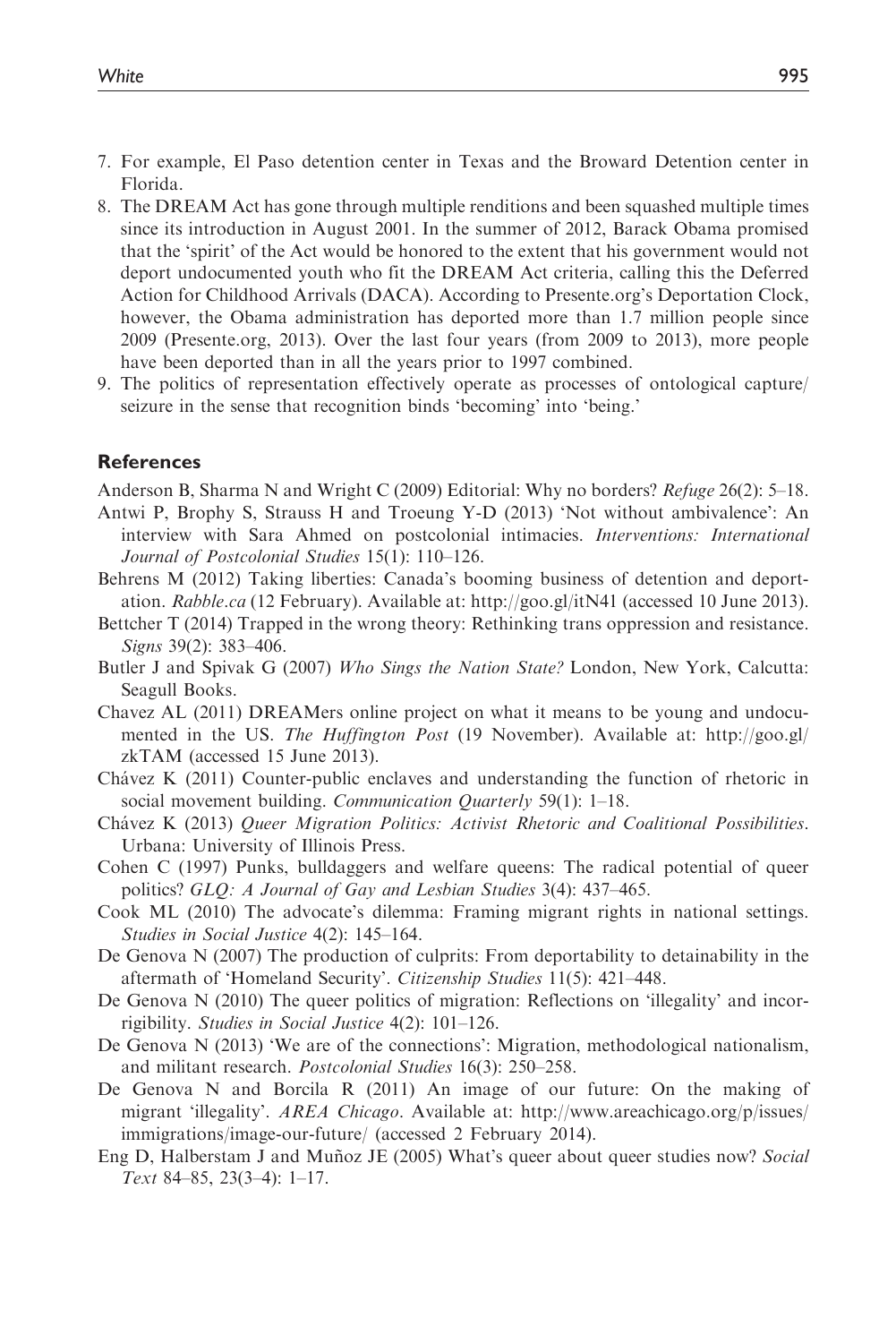7. For example, El Paso detention center in Texas and the Broward Detention center in Florida.
8. The DREAM Act has gone through multiple renditions and been squashed multiple times since its introduction in August 2001. In the summer of 2012, Barack Obama promised that the 'spirit' of the Act would be honored to the extent that his government would not deport undocumented youth who fit the DREAM Act criteria, calling this the Deferred Action for Childhood Arrivals (DACA). According to Presente.org's Deportation Clock, however, the Obama administration has deported more than 1.7 million people since 2009 (Presente.org, 2013). Over the last four years (from 2009 to 2013), more people have been deported than in all the years prior to 1997 combined.
9. The politics of representation effectively operate as processes of ontological capture/seizure in the sense that recognition binds 'becoming' into 'being.'

## References

Anderson B, Sharma N and Wright C (2009) Editorial: Why no borders? *Refuge* 26(2): 5–18.

Antwi P, Brophy S, Strauss H and Troeung Y-D (2013) 'Not without ambivalence': An interview with Sara Ahmed on postcolonial intimacies. *Interventions: International Journal of Postcolonial Studies* 15(1): 110–126.

Behrens M (2012) Taking liberties: Canada's booming business of detention and deportation. *Rabble.ca* (12 February). Available at: http://goo.gl/itN41 (accessed 10 June 2013).

Bettcher T (2014) Trapped in the wrong theory: Rethinking trans oppression and resistance. *Signs* 39(2): 383–406.

Butler J and Spivak G (2007) *Who Sings the Nation State?* London, New York, Calcutta: Seagull Books.

Chavez AL (2011) DREAMers online project on what it means to be young and undocumented in the US. *The Huffington Post* (19 November). Available at: http://goo.gl/zkTAM (accessed 15 June 2013).

Chávez K (2011) Counter-public enclaves and understanding the function of rhetoric in social movement building. *Communication Quarterly* 59(1): 1–18.

Chávez K (2013) *Queer Migration Politics: Activist Rhetoric and Coalitional Possibilities*. Urbana: University of Illinois Press.

Cohen C (1997) Punks, bulldaggers and welfare queens: The radical potential of queer politics? *GLQ: A Journal of Gay and Lesbian Studies* 3(4): 437–465.

Cook ML (2010) The advocate's dilemma: Framing migrant rights in national settings. *Studies in Social Justice* 4(2): 145–164.

De Genova N (2007) The production of culprits: From deportability to detainability in the aftermath of 'Homeland Security'. *Citizenship Studies* 11(5): 421–448.

De Genova N (2010) The queer politics of migration: Reflections on 'illegality' and incorrigibility. *Studies in Social Justice* 4(2): 101–126.

De Genova N (2013) 'We are of the connections': Migration, methodological nationalism, and militant research. *Postcolonial Studies* 16(3): 250–258.

De Genova N and Borcila R (2011) An image of our future: On the making of migrant 'illegality'. *AREA Chicago*. Available at: http://www.areachicago.org/p/issues/immigrations/image-our-future/ (accessed 2 February 2014).

Eng D, Halberstam J and Muñoz JE (2005) What's queer about queer studies now? *Social Text* 84–85, 23(3–4): 1–17.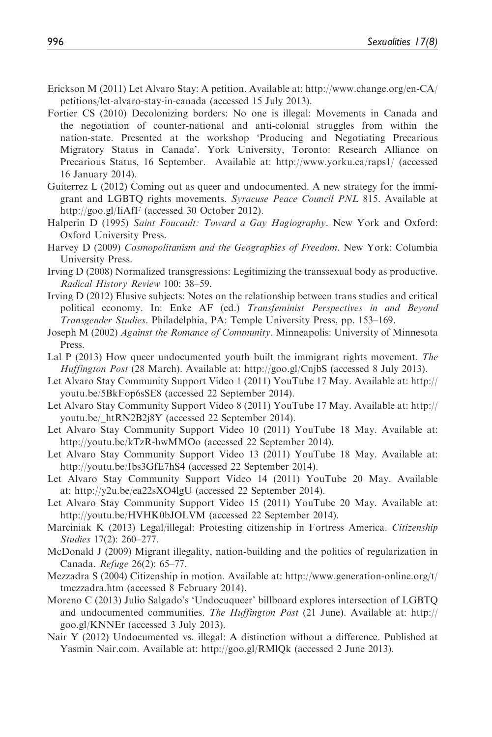Erickson M (2011) Let Alvaro Stay: A petition. Available at: http://www.change.org/en-CA/petitions/let-alvaro-stay-in-canada (accessed 15 July 2013).

Fortier CS (2010) Decolonizing borders: No one is illegal: Movements in Canada and the negotiation of counter-national and anti-colonial struggles from within the nation-state. Presented at the workshop 'Producing and Negotiating Precarious Migratory Status in Canada'. York University, Toronto: Research Alliance on Precarious Status, 16 September. Available at: http://www.yorku.ca/raps1/ (accessed 16 January 2014).

Guiterrez L (2012) Coming out as queer and undocumented. A new strategy for the immigrant and LGBTQ rights movements. *Syracuse Peace Council PNL* 815. Available at http://goo.gl/IiAfF (accessed 30 October 2012).

Halperin D (1995) *Saint Foucault: Toward a Gay Hagiography*. New York and Oxford: Oxford University Press.

Harvey D (2009) *Cosmopolitanism and the Geographies of Freedom*. New York: Columbia University Press.

Irving D (2008) Normalized transgressions: Legitimizing the transsexual body as productive. *Radical History Review* 100: 38–59.

Irving D (2012) Elusive subjects: Notes on the relationship between trans studies and critical political economy. In: Enke AF (ed.) *Transfeminist Perspectives in and Beyond Transgender Studies*. Philadelphia, PA: Temple University Press, pp. 153–169.

Joseph M (2002) *Against the Romance of Community*. Minneapolis: University of Minnesota Press.

Lal P (2013) How queer undocumented youth built the immigrant rights movement. *The Huffington Post* (28 March). Available at: http://goo.gl/CnjbS (accessed 8 July 2013).

Let Alvaro Stay Community Support Video 1 (2011) YouTube 17 May. Available at: http://youtu.be/5BkFop6sSE8 (accessed 22 September 2014).

Let Alvaro Stay Community Support Video 8 (2011) YouTube 17 May. Available at: http://youtu.be/_htRN2B2j8Y (accessed 22 September 2014).

Let Alvaro Stay Community Support Video 10 (2011) YouTube 18 May. Available at: http://youtu.be/kTzR-hwMMOo (accessed 22 September 2014).

Let Alvaro Stay Community Support Video 13 (2011) YouTube 18 May. Available at: http://youtu.be/Ibs3GfE7hS4 (accessed 22 September 2014).

Let Alvaro Stay Community Support Video 14 (2011) YouTube 20 May. Available at: http://y2u.be/ea22sXO4lgU (accessed 22 September 2014).

Let Alvaro Stay Community Support Video 15 (2011) YouTube 20 May. Available at: http://youtu.be/HVHK0bJOLVM (accessed 22 September 2014).

Marciniak K (2013) Legal/illegal: Protesting citizenship in Fortress America. *Citizenship Studies* 17(2): 260–277.

McDonald J (2009) Migrant illegality, nation-building and the politics of regularization in Canada. *Refuge* 26(2): 65–77.

Mezzadra S (2004) Citizenship in motion. Available at: http://www.generation-online.org/t/tmezzadra.htm (accessed 8 February 2014).

Moreno C (2013) Julio Salgado's 'Undocuqueer' billboard explores intersection of LGBTQ and undocumented communities. *The Huffington Post* (21 June). Available at: http://goo.gl/KNNEr (accessed 3 July 2013).

Nair Y (2012) Undocumented vs. illegal: A distinction without a difference. Published at Yasmin Nair.com. Available at: http://goo.gl/RMlQk (accessed 2 June 2013).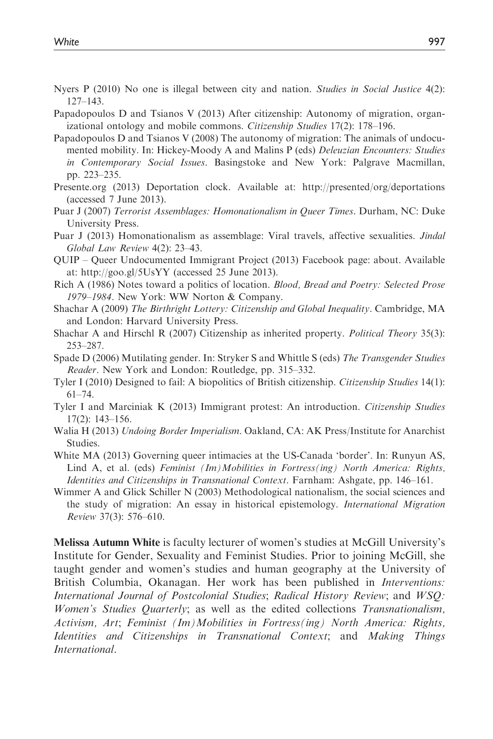Nyers P (2010) No one is illegal between city and nation. *Studies in Social Justice* 4(2): 127–143.

Papadopoulos D and Tsianos V (2013) After citizenship: Autonomy of migration, organizational ontology and mobile commons. *Citizenship Studies* 17(2): 178–196.

Papadopoulos D and Tsianos V (2008) The autonomy of migration: The animals of undocumented mobility. In: Hickey-Moody A and Malins P (eds) *Deleuzian Encounters: Studies in Contemporary Social Issues*. Basingstoke and New York: Palgrave Macmillan, pp. 223–235.

Presente.org (2013) Deportation clock. Available at: http://presented/org/deportations (accessed 7 June 2013).

Puar J (2007) *Terrorist Assemblages: Homonationalism in Queer Times*. Durham, NC: Duke University Press.

Puar J (2013) Homonationalism as assemblage: Viral travels, affective sexualities. *Jindal Global Law Review* 4(2): 23–43.

QUIP – Queer Undocumented Immigrant Project (2013) Facebook page: about. Available at: http://goo.gl/5UsYY (accessed 25 June 2013).

Rich A (1986) Notes toward a politics of location. *Blood, Bread and Poetry: Selected Prose 1979–1984*. New York: WW Norton & Company.

Shachar A (2009) *The Birthright Lottery: Citizenship and Global Inequality*. Cambridge, MA and London: Harvard University Press.

Shachar A and Hirschl R (2007) Citizenship as inherited property. *Political Theory* 35(3): 253–287.

Spade D (2006) Mutilating gender. In: Stryker S and Whittle S (eds) *The Transgender Studies Reader*. New York and London: Routledge, pp. 315–332.

Tyler I (2010) Designed to fail: A biopolitics of British citizenship. *Citizenship Studies* 14(1): 61–74.

Tyler I and Marciniak K (2013) Immigrant protest: An introduction. *Citizenship Studies* 17(2): 143–156.

Walia H (2013) *Undoing Border Imperialism*. Oakland, CA: AK Press/Institute for Anarchist Studies.

White MA (2013) Governing queer intimacies at the US-Canada 'border'. In: Runyun AS, Lind A, et al. (eds) *Feminist (Im)Mobilities in Fortress(ing) North America: Rights, Identities and Citizenships in Transnational Context*. Farnham: Ashgate, pp. 146–161.

Wimmer A and Glick Schiller N (2003) Methodological nationalism, the social sciences and the study of migration: An essay in historical epistemology. *International Migration Review* 37(3): 576–610.

**Melissa Autumn White** is faculty lecturer of women's studies at McGill University's Institute for Gender, Sexuality and Feminist Studies. Prior to joining McGill, she taught gender and women's studies and human geography at the University of British Columbia, Okanagan. Her work has been published in *Interventions: International Journal of Postcolonial Studies*; *Radical History Review*; and *WSQ: Women's Studies Quarterly*; as well as the edited collections *Transnationalism, Activism, Art*; *Feminist (Im)Mobilities in Fortress(ing) North America: Rights, Identities and Citizenships in Transnational Context*; and *Making Things International*.